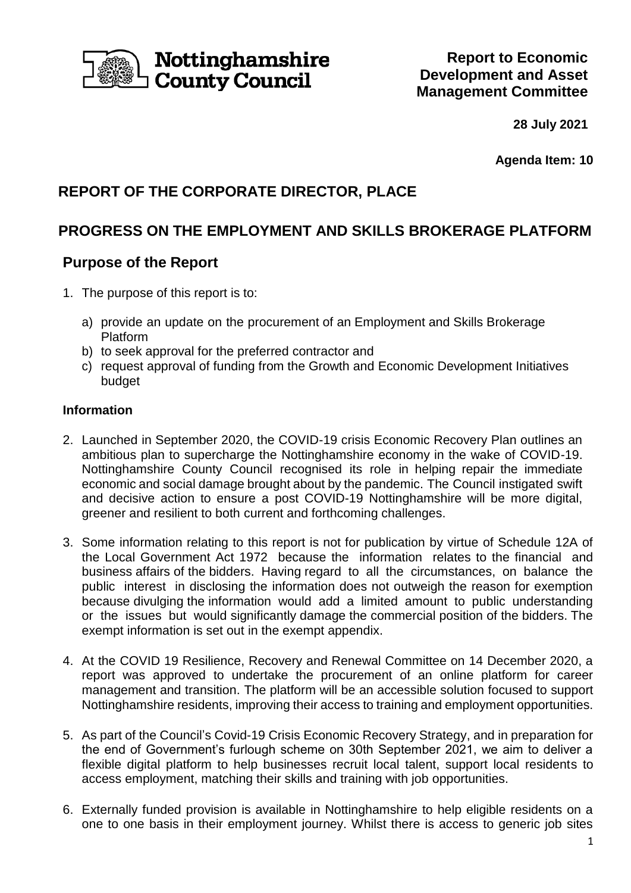Nottinghamshire County Council

**Report to Economic Development and Asset Management Committee**

**28 July 2021**

**Agenda Item: 10**

# REPORT OF THE CORPORATE DIRECTOR, PLACE

# PROGRESS ON THE EMPLOYMENT AND SKILLS BROKERAGE PLATFORM

## Purpose of the Report

1. The purpose of this report is to:

   a) provide an update on the procurement of an Employment and Skills Brokerage Platform
   b) to seek approval for the preferred contractor and
   c) request approval of funding from the Growth and Economic Development Initiatives budget

### Information

2. Launched in September 2020, the COVID-19 crisis Economic Recovery Plan outlines an ambitious plan to supercharge the Nottinghamshire economy in the wake of COVID-19. Nottinghamshire County Council recognised its role in helping repair the immediate economic and social damage brought about by the pandemic. The Council instigated swift and decisive action to ensure a post COVID-19 Nottinghamshire will be more digital, greener and resilient to both current and forthcoming challenges.

3. Some information relating to this report is not for publication by virtue of Schedule 12A of the Local Government Act 1972 because the information relates to the financial and business affairs of the bidders. Having regard to all the circumstances, on balance the public interest in disclosing the information does not outweigh the reason for exemption because divulging the information would add a limited amount to public understanding or the issues but would significantly damage the commercial position of the bidders. The exempt information is set out in the exempt appendix.

4. At the COVID 19 Resilience, Recovery and Renewal Committee on 14 December 2020, a report was approved to undertake the procurement of an online platform for career management and transition. The platform will be an accessible solution focused to support Nottinghamshire residents, improving their access to training and employment opportunities.

5. As part of the Council's Covid-19 Crisis Economic Recovery Strategy, and in preparation for the end of Government's furlough scheme on 30th September 2021, we aim to deliver a flexible digital platform to help businesses recruit local talent, support local residents to access employment, matching their skills and training with job opportunities.

6. Externally funded provision is available in Nottinghamshire to help eligible residents on a one to one basis in their employment journey. Whilst there is access to generic job sites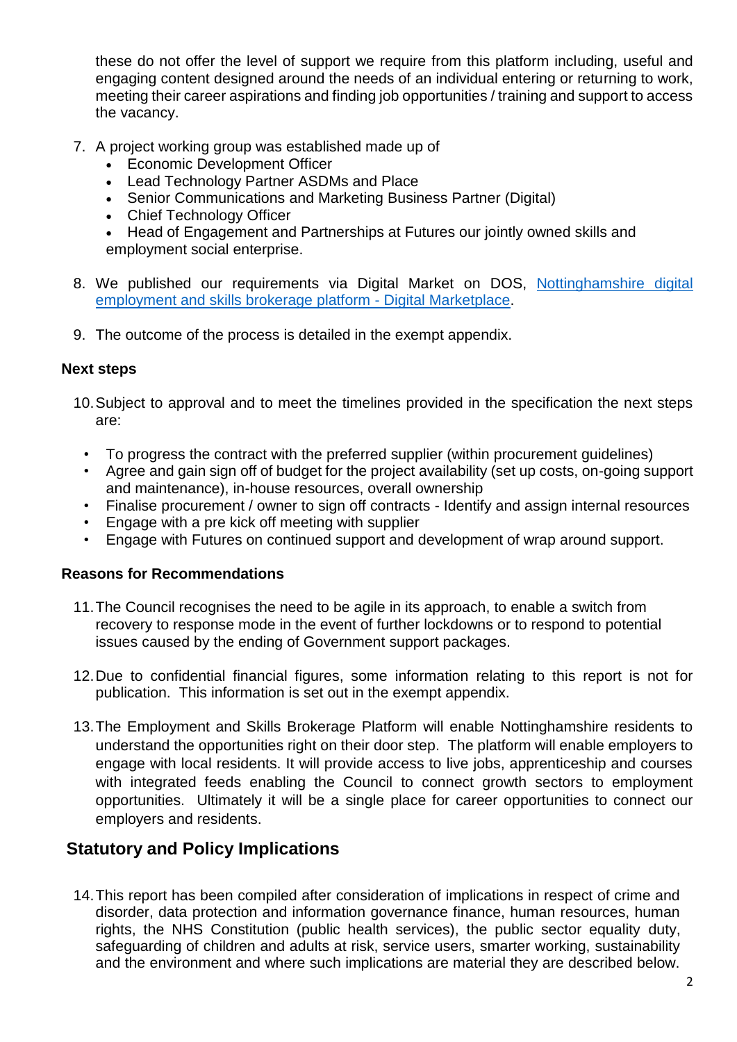these do not offer the level of support we require from this platform including, useful and engaging content designed around the needs of an individual entering or returning to work, meeting their career aspirations and finding job opportunities / training and support to access the vacancy.

7. A project working group was established made up of
    - Economic Development Officer
    - Lead Technology Partner ASDMs and Place
    - Senior Communications and Marketing Business Partner (Digital)
    - Chief Technology Officer
    - Head of Engagement and Partnerships at Futures our jointly owned skills and employment social enterprise.

8. We published our requirements via Digital Market on DOS, [Nottinghamshire digital employment and skills brokerage platform - Digital Marketplace](Nottinghamshire digital employment and skills brokerage platform - Digital Marketplace).

9. The outcome of the process is detailed in the exempt appendix.

### Next steps

10. Subject to approval and to meet the timelines provided in the specification the next steps are:

- To progress the contract with the preferred supplier (within procurement guidelines)
- Agree and gain sign off of budget for the project availability (set up costs, on-going support and maintenance), in-house resources, overall ownership
- Finalise procurement / owner to sign off contracts - Identify and assign internal resources
- Engage with a pre kick off meeting with supplier
- Engage with Futures on continued support and development of wrap around support.

### Reasons for Recommendations

11. The Council recognises the need to be agile in its approach, to enable a switch from recovery to response mode in the event of further lockdowns or to respond to potential issues caused by the ending of Government support packages.

12. Due to confidential financial figures, some information relating to this report is not for publication. This information is set out in the exempt appendix.

13. The Employment and Skills Brokerage Platform will enable Nottinghamshire residents to understand the opportunities right on their door step. The platform will enable employers to engage with local residents. It will provide access to live jobs, apprenticeship and courses with integrated feeds enabling the Council to connect growth sectors to employment opportunities. Ultimately it will be a single place for career opportunities to connect our employers and residents.

## Statutory and Policy Implications

14. This report has been compiled after consideration of implications in respect of crime and disorder, data protection and information governance finance, human resources, human rights, the NHS Constitution (public health services), the public sector equality duty, safeguarding of children and adults at risk, service users, smarter working, sustainability and the environment and where such implications are material they are described below.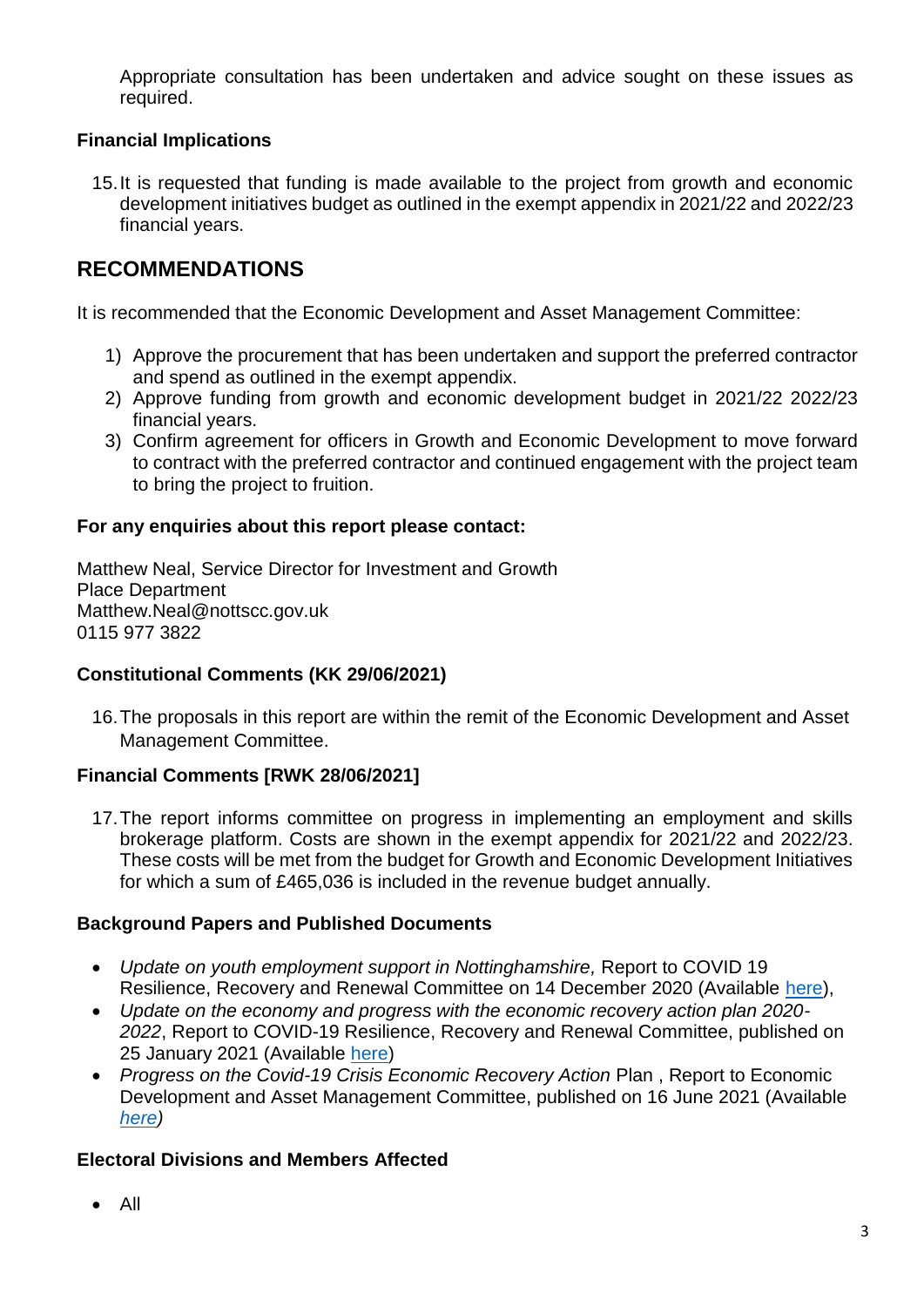Appropriate consultation has been undertaken and advice sought on these issues as required.

### Financial Implications

15. It is requested that funding is made available to the project from growth and economic development initiatives budget as outlined in the exempt appendix in 2021/22 and 2022/23 financial years.

## RECOMMENDATIONS

It is recommended that the Economic Development and Asset Management Committee:

1) Approve the procurement that has been undertaken and support the preferred contractor and spend as outlined in the exempt appendix.
2) Approve funding from growth and economic development budget in 2021/22 2022/23 financial years.
3) Confirm agreement for officers in Growth and Economic Development to move forward to contract with the preferred contractor and continued engagement with the project team to bring the project to fruition.

### For any enquiries about this report please contact:

Matthew Neal, Service Director for Investment and Growth
Place Department
Matthew.Neal@nottscc.gov.uk
0115 977 3822

### Constitutional Comments (KK 29/06/2021)

16. The proposals in this report are within the remit of the Economic Development and Asset Management Committee.

### Financial Comments [RWK 28/06/2021]

17. The report informs committee on progress in implementing an employment and skills brokerage platform. Costs are shown in the exempt appendix for 2021/22 and 2022/23. These costs will be met from the budget for Growth and Economic Development Initiatives for which a sum of £465,036 is included in the revenue budget annually.

### Background Papers and Published Documents

- *Update on youth employment support in Nottinghamshire,* Report to COVID 19 Resilience, Recovery and Renewal Committee on 14 December 2020 (Available here),
- *Update on the economy and progress with the economic recovery action plan 2020-2022*, Report to COVID-19 Resilience, Recovery and Renewal Committee, published on 25 January 2021 (Available here)
- *Progress on the Covid-19 Crisis Economic Recovery Action* Plan , Report to Economic Development and Asset Management Committee, published on 16 June 2021 (Available *here)*

### Electoral Divisions and Members Affected

- All